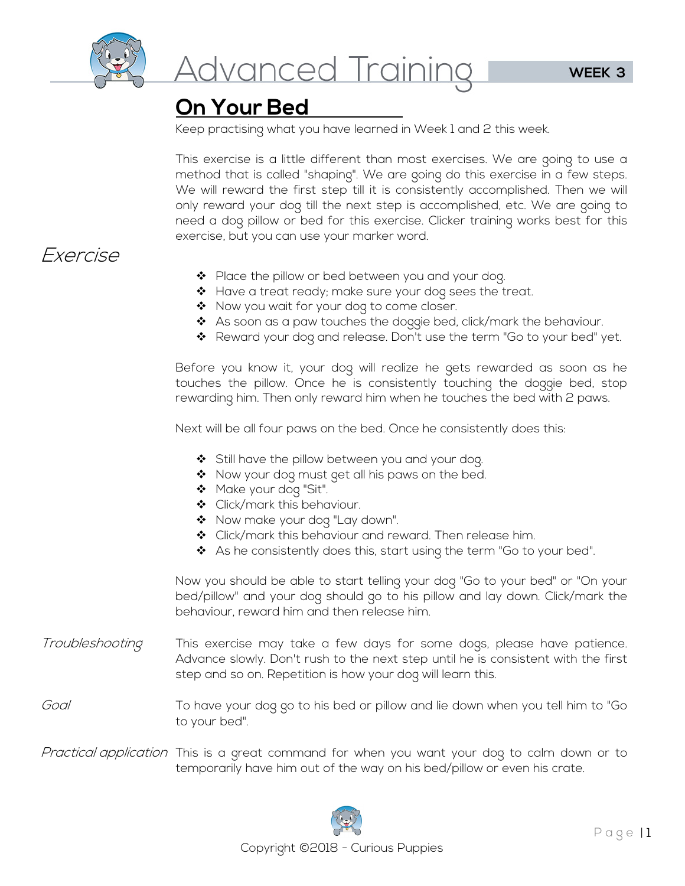# Advanced Training

**WEEK 3**

## On Your Bed

Keep practising what you have learned in Week 1 and 2 this week.

This exercise is a little different than most exercises. We are going to use a method that is called "shaping". We are going do this exercise in a few steps. We will reward the first step till it is consistently accomplished. Then we will only reward your dog till the next step is accomplished, etc. We are going to need a dog pillow or bed for this exercise. Clicker training works best for this exercise, but you can use your marker word.

### *Exercise*

- Place the pillow or bed between you and your dog.
- Have a treat ready; make sure your dog sees the treat.
- Now you wait for your dog to come closer.
- As soon as a paw touches the doggie bed, click/mark the behaviour.
- Reward your dog and release. Don't use the term "Go to your bed" yet.

Before you know it, your dog will realize he gets rewarded as soon as he touches the pillow. Once he is consistently touching the doggie bed, stop rewarding him. Then only reward him when he touches the bed with 2 paws.

Next will be all four paws on the bed. Once he consistently does this:

- Still have the pillow between you and your dog.
- Now your dog must get all his paws on the bed.
- Make your dog "Sit".
- Click/mark this behaviour.
- Now make your dog "Lay down".
- Click/mark this behaviour and reward. Then release him.
- As he consistently does this, start using the term "Go to your bed".

Now you should be able to start telling your dog "Go to your bed" or "On your bed/pillow" and your dog should go to his pillow and lay down. Click/mark the behaviour, reward him and then release him.

*Troubleshooting* This exercise may take a few days for some dogs, please have patience. Advance slowly. Don't rush to the next step until he is consistent with the first step and so on. Repetition is how your dog will learn this.

*Goal* To have your dog go to his bed or pillow and lie down when you tell him to "Go to your bed".

*Practical application* This is a great command for when you want your dog to calm down or to temporarily have him out of the way on his bed/pillow or even his crate.

Copyright ©2018 - Curious Puppies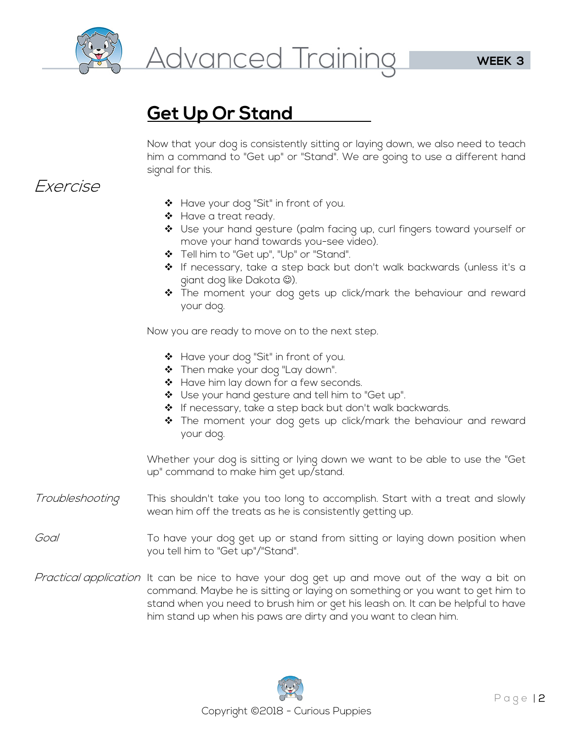# Advanced Training

**WEEK 3**

## Get Up Or Stand

Now that your dog is consistently sitting or laying down, we also need to teach him a command to "Get up" or "Stand". We are going to use a different hand signal for this.

*Exercise*

- Have your dog "Sit" in front of you.
- Have a treat ready.
- Use your hand gesture (palm facing up, curl fingers toward yourself or move your hand towards you-see video).
- Tell him to "Get up", "Up" or "Stand".
- If necessary, take a step back but don't walk backwards (unless it's a giant dog like Dakota ☺).
- The moment your dog gets up click/mark the behaviour and reward your dog.

Now you are ready to move on to the next step.

- Have your dog "Sit" in front of you.
- Then make your dog "Lay down".
- Have him lay down for a few seconds.
- Use your hand gesture and tell him to "Get up".
- If necessary, take a step back but don't walk backwards.
- The moment your dog gets up click/mark the behaviour and reward your dog.

Whether your dog is sitting or lying down we want to be able to use the "Get up" command to make him get up/stand.

*Troubleshooting* This shouldn't take you too long to accomplish. Start with a treat and slowly wean him off the treats as he is consistently getting up.

*Goal* To have your dog get up or stand from sitting or laying down position when you tell him to "Get up"/"Stand".

*Practical application* It can be nice to have your dog get up and move out of the way a bit on command. Maybe he is sitting or laying on something or you want to get him to stand when you need to brush him or get his leash on. It can be helpful to have him stand up when his paws are dirty and you want to clean him.

Copyright ©2018 - Curious Puppies